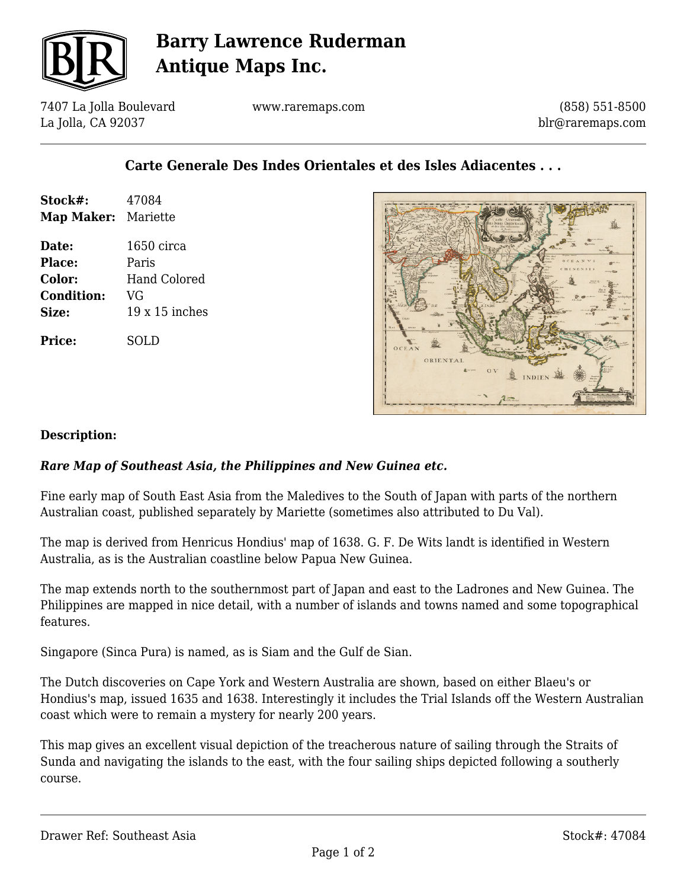# Barry Lawrence Ruderman Antique Maps Inc.

7407 La Jolla Boulevard
La Jolla, CA 92037

www.raremaps.com

(858) 551-8500
blr@raremaps.com

## Carte Generale Des Indes Orientales et des Isles Adiacentes . . .

| | |
|---|---|
| **Stock#:** | 47084 |
| **Map Maker:** | Mariette |
| **Date:** | 1650 circa |
| **Place:** | Paris |
| **Color:** | Hand Colored |
| **Condition:** | VG |
| **Size:** | 19 x 15 inches |
| **Price:** | SOLD |

### Description:

***Rare Map of Southeast Asia, the Philippines and New Guinea etc.***

Fine early map of South East Asia from the Maledives to the South of Japan with parts of the northern Australian coast, published separately by Mariette (sometimes also attributed to Du Val).

The map is derived from Henricus Hondius' map of 1638. G. F. De Wits landt is identified in Western Australia, as is the Australian coastline below Papua New Guinea.

The map extends north to the southernmost part of Japan and east to the Ladrones and New Guinea. The Philippines are mapped in nice detail, with a number of islands and towns named and some topographical features.

Singapore (Sinca Pura) is named, as is Siam and the Gulf de Sian.

The Dutch discoveries on Cape York and Western Australia are shown, based on either Blaeu's or Hondius's map, issued 1635 and 1638. Interestingly it includes the Trial Islands off the Western Australian coast which were to remain a mystery for nearly 200 years.

This map gives an excellent visual depiction of the treacherous nature of sailing through the Straits of Sunda and navigating the islands to the east, with the four sailing ships depicted following a southerly course.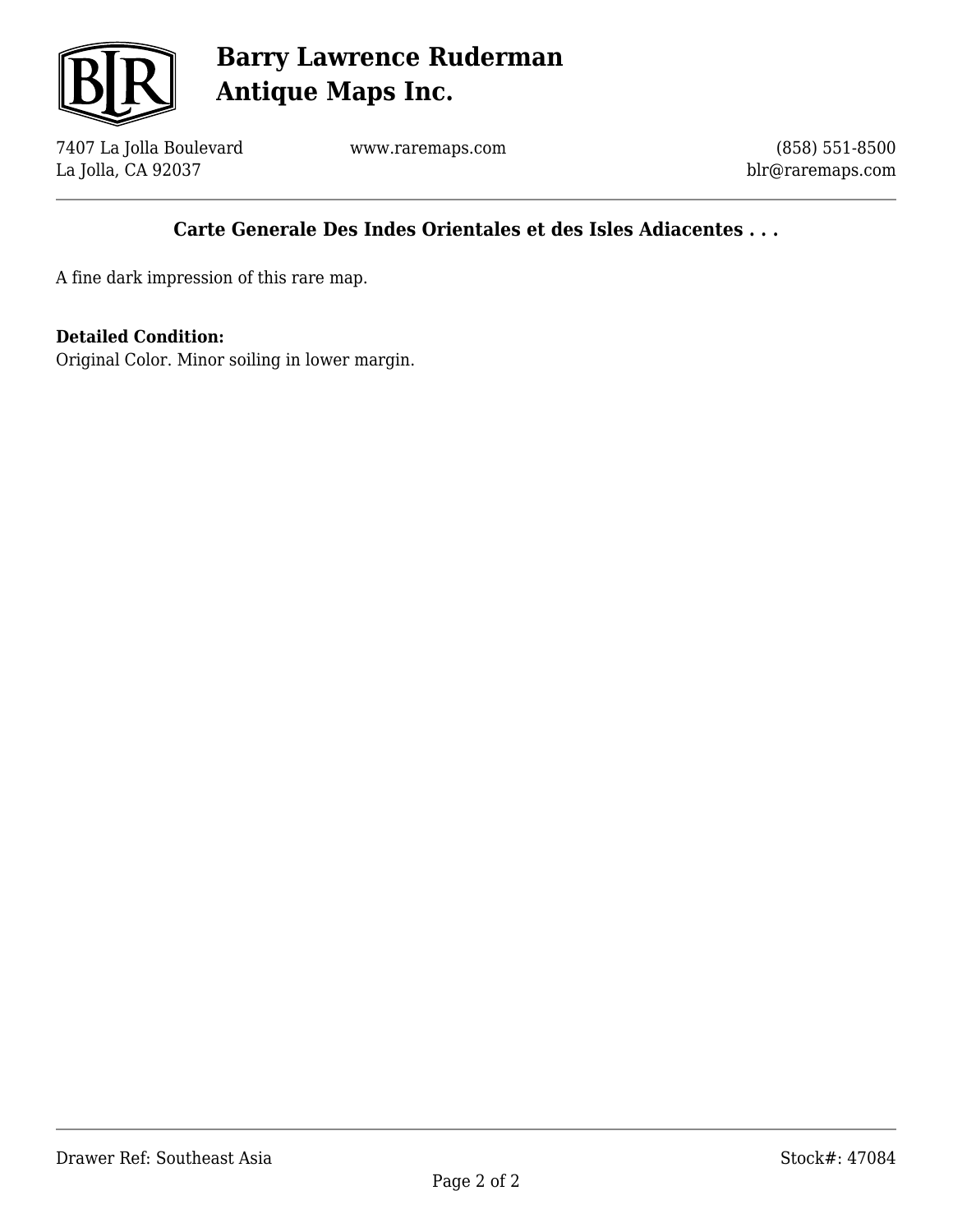**Carte Generale Des Indes Orientales et des Isles Adiacentes . . .**

A fine dark impression of this rare map.

**Detailed Condition:**

Original Color. Minor soiling in lower margin.